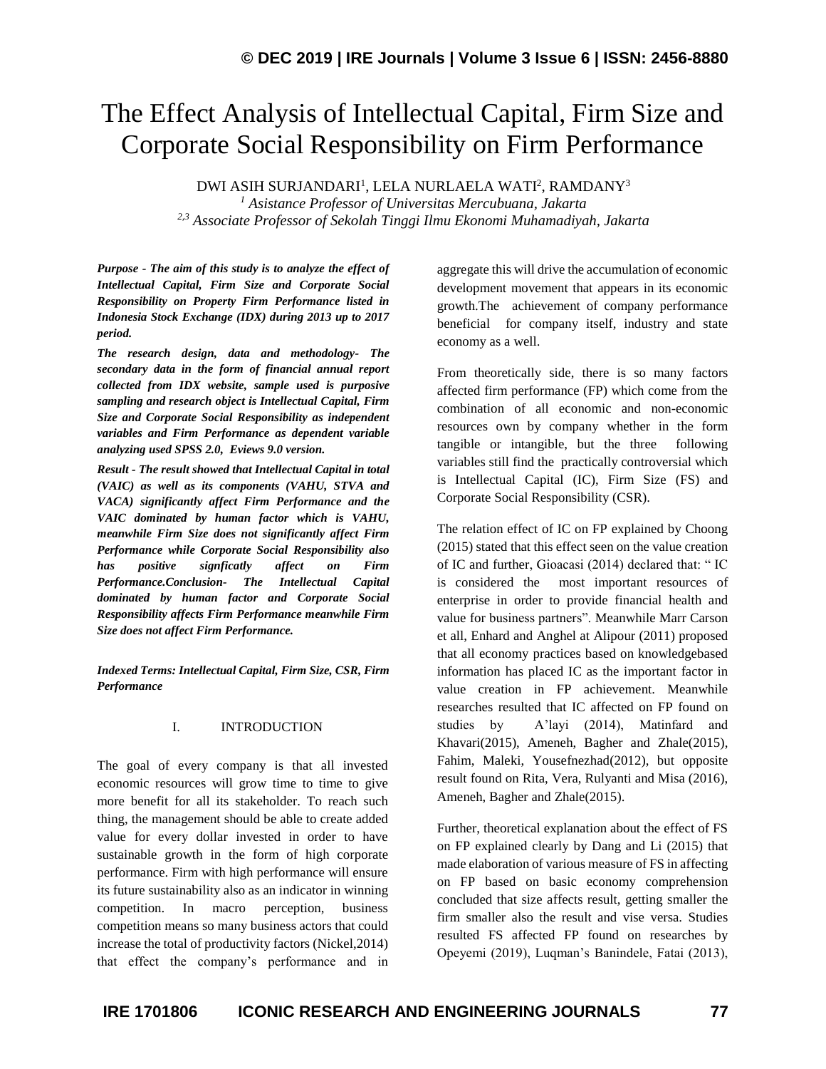# The Effect Analysis of Intellectual Capital, Firm Size and Corporate Social Responsibility on Firm Performance

DWI ASIH SURJANDARI[1], LELA NURLAELA WATI[2], RAMDANY[3]

[1] *Asistance Professor of Universitas Mercubuana, Jakarta*

[2,3] *Associate Professor of Sekolah Tinggi Ilmu Ekonomi Muhamadiyah, Jakarta*

***Purpose - The aim of this study is to analyze the effect of Intellectual Capital, Firm Size and Corporate Social Responsibility on Property Firm Performance listed in Indonesia Stock Exchange (IDX) during 2013 up to 2017 period.***

***The research design, data and methodology- The secondary data in the form of financial annual report collected from IDX website, sample used is purposive sampling and research object is Intellectual Capital, Firm Size and Corporate Social Responsibility as independent variables and Firm Performance as dependent variable analyzing used SPSS 2.0, Eviews 9.0 version.***

***Result - The result showed that Intellectual Capital in total (VAIC) as well as its components (VAHU, STVA and VACA) significantly affect Firm Performance and the VAIC dominated by human factor which is VAHU, meanwhile Firm Size does not significantly affect Firm Performance while Corporate Social Responsibility also has positive signficatly affect on Firm Performance.Conclusion- The Intellectual Capital dominated by human factor and Corporate Social Responsibility affects Firm Performance meanwhile Firm Size does not affect Firm Performance.***

***Indexed Terms: Intellectual Capital, Firm Size, CSR, Firm Performance***

## I. INTRODUCTION

The goal of every company is that all invested economic resources will grow time to time to give more benefit for all its stakeholder. To reach such thing, the management should be able to create added value for every dollar invested in order to have sustainable growth in the form of high corporate performance. Firm with high performance will ensure its future sustainability also as an indicator in winning competition. In macro perception, business competition means so many business actors that could increase the total of productivity factors (Nickel,2014) that effect the company's performance and in aggregate this will drive the accumulation of economic development movement that appears in its economic growth.The achievement of company performance beneficial for company itself, industry and state economy as a well.

From theoretically side, there is so many factors affected firm performance (FP) which come from the combination of all economic and non-economic resources own by company whether in the form tangible or intangible, but the three following variables still find the practically controversial which is Intellectual Capital (IC), Firm Size (FS) and Corporate Social Responsibility (CSR).

The relation effect of IC on FP explained by Choong (2015) stated that this effect seen on the value creation of IC and further, Gioacasi (2014) declared that: " IC is considered the most important resources of enterprise in order to provide financial health and value for business partners". Meanwhile Marr Carson et all, Enhard and Anghel at Alipour (2011) proposed that all economy practices based on knowledgebased information has placed IC as the important factor in value creation in FP achievement. Meanwhile researches resulted that IC affected on FP found on studies by A'layi (2014), Matinfard and Khavari(2015), Ameneh, Bagher and Zhale(2015), Fahim, Maleki, Yousefnezhad(2012), but opposite result found on Rita, Vera, Rulyanti and Misa (2016), Ameneh, Bagher and Zhale(2015).

Further, theoretical explanation about the effect of FS on FP explained clearly by Dang and Li (2015) that made elaboration of various measure of FS in affecting on FP based on basic economy comprehension concluded that size affects result, getting smaller the firm smaller also the result and vise versa. Studies resulted FS affected FP found on researches by Opeyemi (2019), Luqman's Banindele, Fatai (2013),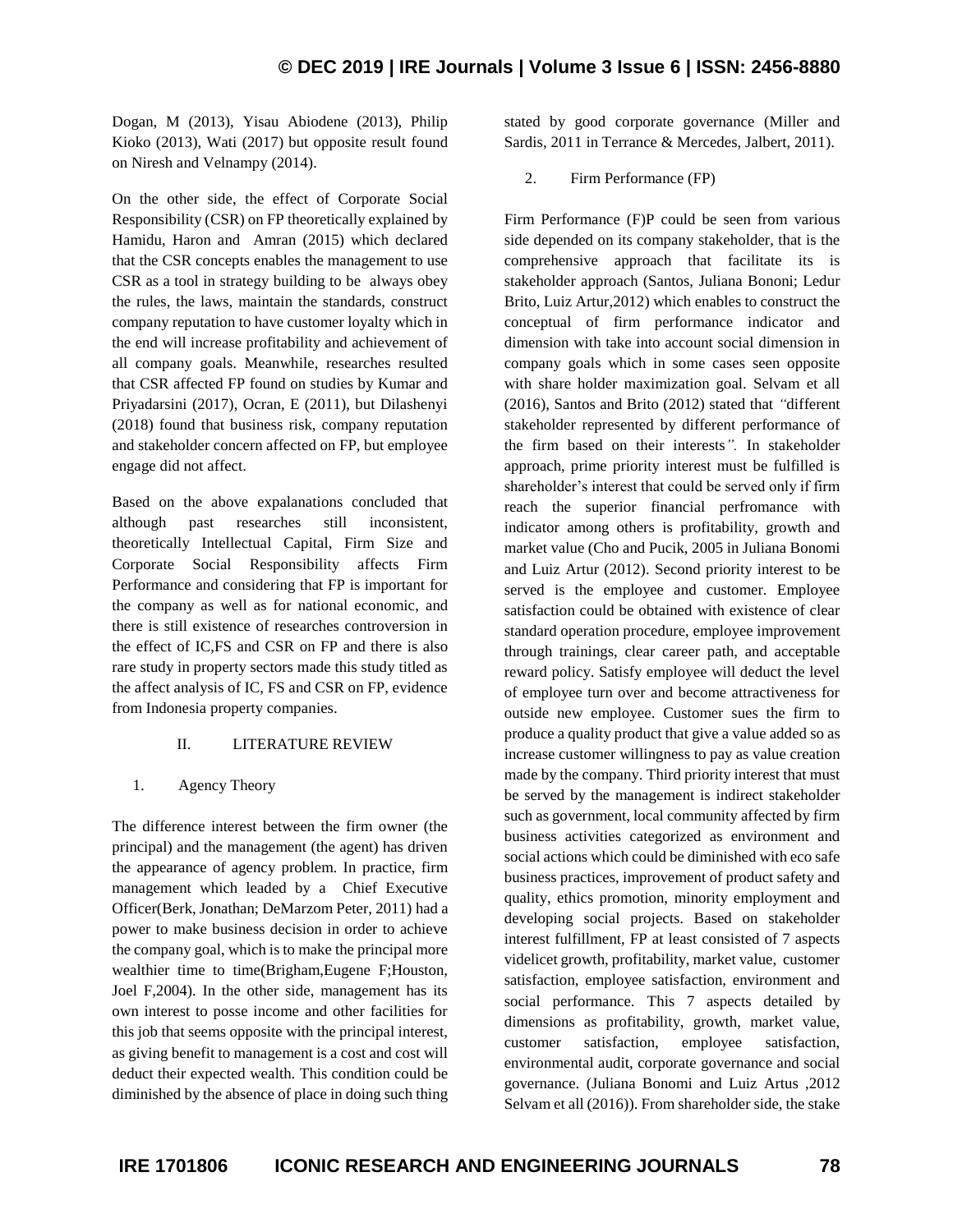Dogan, M (2013), Yisau Abiodene (2013), Philip Kioko (2013), Wati (2017) but opposite result found on Niresh and Velnampy (2014).

On the other side, the effect of Corporate Social Responsibility (CSR) on FP theoretically explained by Hamidu, Haron and Amran (2015) which declared that the CSR concepts enables the management to use CSR as a tool in strategy building to be always obey the rules, the laws, maintain the standards, construct company reputation to have customer loyalty which in the end will increase profitability and achievement of all company goals. Meanwhile, researches resulted that CSR affected FP found on studies by Kumar and Priyadarsini (2017), Ocran, E (2011), but Dilashenyi (2018) found that business risk, company reputation and stakeholder concern affected on FP, but employee engage did not affect.

Based on the above expalanations concluded that although past researches still inconsistent, theoretically Intellectual Capital, Firm Size and Corporate Social Responsibility affects Firm Performance and considering that FP is important for the company as well as for national economic, and there is still existence of researches controversion in the effect of IC,FS and CSR on FP and there is also rare study in property sectors made this study titled as the affect analysis of IC, FS and CSR on FP, evidence from Indonesia property companies.

## II. LITERATURE REVIEW

### 1. Agency Theory

The difference interest between the firm owner (the principal) and the management (the agent) has driven the appearance of agency problem. In practice, firm management which leaded by a Chief Executive Officer(Berk, Jonathan; DeMarzom Peter, 2011) had a power to make business decision in order to achieve the company goal, which is to make the principal more wealthier time to time(Brigham,Eugene F;Houston, Joel F,2004). In the other side, management has its own interest to posse income and other facilities for this job that seems opposite with the principal interest, as giving benefit to management is a cost and cost will deduct their expected wealth. This condition could be diminished by the absence of place in doing such thing stated by good corporate governance (Miller and Sardis, 2011 in Terrance & Mercedes, Jalbert, 2011).

### 2. Firm Performance (FP)

Firm Performance (F)P could be seen from various side depended on its company stakeholder, that is the comprehensive approach that facilitate its is stakeholder approach (Santos, Juliana Bononi; Ledur Brito, Luiz Artur,2012) which enables to construct the conceptual of firm performance indicator and dimension with take into account social dimension in company goals which in some cases seen opposite with share holder maximization goal. Selvam et all (2016), Santos and Brito (2012) stated that *"different stakeholder represented by different performance of the firm based on their interests".* In stakeholder approach, prime priority interest must be fulfilled is shareholder's interest that could be served only if firm reach the superior financial perfromance with indicator among others is profitability, growth and market value (Cho and Pucik, 2005 in Juliana Bonomi and Luiz Artur (2012). Second priority interest to be served is the employee and customer. Employee satisfaction could be obtained with existence of clear standard operation procedure, employee improvement through trainings, clear career path, and acceptable reward policy. Satisfy employee will deduct the level of employee turn over and become attractiveness for outside new employee. Customer sues the firm to produce a quality product that give a value added so as increase customer willingness to pay as value creation made by the company. Third priority interest that must be served by the management is indirect stakeholder such as government, local community affected by firm business activities categorized as environment and social actions which could be diminished with eco safe business practices, improvement of product safety and quality, ethics promotion, minority employment and developing social projects. Based on stakeholder interest fulfillment, FP at least consisted of 7 aspects videlicet growth, profitability, market value, customer satisfaction, employee satisfaction, environment and social performance. This 7 aspects detailed by dimensions as profitability, growth, market value, customer satisfaction, employee satisfaction, environmental audit, corporate governance and social governance. (Juliana Bonomi and Luiz Artus ,2012 Selvam et all (2016)). From shareholder side, the stake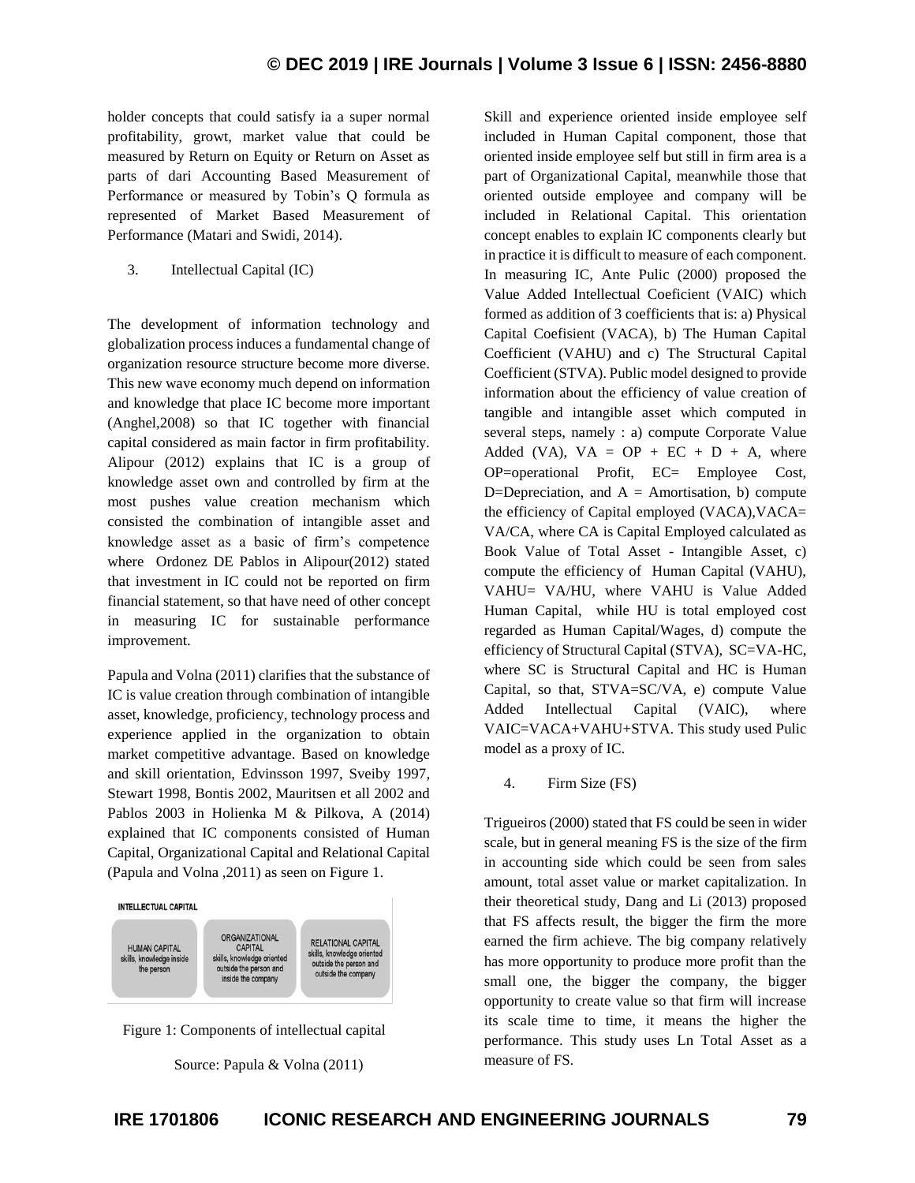holder concepts that could satisfy ia a super normal profitability, growt, market value that could be measured by Return on Equity or Return on Asset as parts of dari Accounting Based Measurement of Performance or measured by Tobin's Q formula as represented of Market Based Measurement of Performance (Matari and Swidi, 2014).

3. Intellectual Capital (IC)

The development of information technology and globalization process induces a fundamental change of organization resource structure become more diverse. This new wave economy much depend on information and knowledge that place IC become more important (Anghel,2008) so that IC together with financial capital considered as main factor in firm profitability. Alipour (2012) explains that IC is a group of knowledge asset own and controlled by firm at the most pushes value creation mechanism which consisted the combination of intangible asset and knowledge asset as a basic of firm's competence where Ordonez DE Pablos in Alipour(2012) stated that investment in IC could not be reported on firm financial statement, so that have need of other concept in measuring IC for sustainable performance improvement.

Papula and Volna (2011) clarifies that the substance of IC is value creation through combination of intangible asset, knowledge, proficiency, technology process and experience applied in the organization to obtain market competitive advantage. Based on knowledge and skill orientation, Edvinsson 1997, Sveiby 1997, Stewart 1998, Bontis 2002, Mauritsen et all 2002 and Pablos 2003 in Holienka M & Pilkova, A (2014) explained that IC components consisted of Human Capital, Organizational Capital and Relational Capital (Papula and Volna ,2011) as seen on Figure 1.

| INTELLECTUAL CAPITAL | | |
|---|---|---|
| HUMAN CAPITAL skills, knowledge inside the person | ORGANIZATIONAL CAPITAL skills, knowledge oriented outside the person and inside the company | RELATIONAL CAPITAL skills, knowledge oriented outside the person and outside the company |

Figure 1: Components of intellectual capital

Source: Papula & Volna (2011)

Skill and experience oriented inside employee self included in Human Capital component, those that oriented inside employee self but still in firm area is a part of Organizational Capital, meanwhile those that oriented outside employee and company will be included in Relational Capital. This orientation concept enables to explain IC components clearly but in practice it is difficult to measure of each component. In measuring IC, Ante Pulic (2000) proposed the Value Added Intellectual Coeficient (VAIC) which formed as addition of 3 coefficients that is: a) Physical Capital Coefisient (VACA), b) The Human Capital Coefficient (VAHU) and c) The Structural Capital Coefficient (STVA). Public model designed to provide information about the efficiency of value creation of tangible and intangible asset which computed in several steps, namely : a) compute Corporate Value Added (VA), $VA = OP + EC + D + A$, where OP=operational Profit, EC= Employee Cost, D=Depreciation, and A = Amortisation, b) compute the efficiency of Capital employed (VACA), $VACA = VA/CA$, where CA is Capital Employed calculated as Book Value of Total Asset - Intangible Asset, c) compute the efficiency of Human Capital (VAHU), $VAHU = VA/HU$, where VAHU is Value Added Human Capital, while HU is total employed cost regarded as Human Capital/Wages, d) compute the efficiency of Structural Capital (STVA), $SC=VA-HC$, where SC is Structural Capital and HC is Human Capital, so that, $STVA=SC/VA$, e) compute Value Added Intellectual Capital (VAIC), where $VAIC=VACA+VAHU+STVA$. This study used Pulic model as a proxy of IC.

4. Firm Size (FS)

Trigueiros (2000) stated that FS could be seen in wider scale, but in general meaning FS is the size of the firm in accounting side which could be seen from sales amount, total asset value or market capitalization. In their theoretical study, Dang and Li (2013) proposed that FS affects result, the bigger the firm the more earned the firm achieve. The big company relatively has more opportunity to produce more profit than the small one, the bigger the company, the bigger opportunity to create value so that firm will increase its scale time to time, it means the higher the performance. This study uses Ln Total Asset as a measure of FS.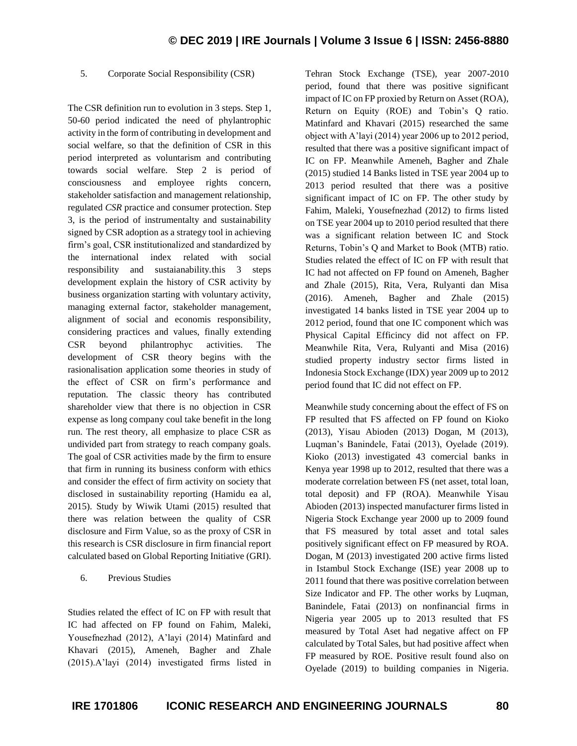## 5. Corporate Social Responsibility (CSR)

The CSR definition run to evolution in 3 steps. Step 1, 50-60 period indicated the need of phylantrophic activity in the form of contributing in development and social welfare, so that the definition of CSR in this period interpreted as voluntarism and contributing towards social welfare. Step 2 is period of consciousness and employee rights concern, stakeholder satisfaction and management relationship, regulated *CSR* practice and consumer protection. Step 3, is the period of instrumentalty and sustainability signed by CSR adoption as a strategy tool in achieving firm's goal, CSR institutionalized and standardized by the international index related with social responsibility and sustaianability.this 3 steps development explain the history of CSR activity by business organization starting with voluntary activity, managing external factor, stakeholder management, alignment of social and economis responsibility, considering practices and values, finally extending CSR beyond philantrophyc activities. The development of CSR theory begins with the rasionalisation application some theories in study of the effect of CSR on firm's performance and reputation. The classic theory has contributed shareholder view that there is no objection in CSR expense as long company coul take benefit in the long run. The rest theory, all emphasize to place CSR as undivided part from strategy to reach company goals. The goal of CSR activities made by the firm to ensure that firm in running its business conform with ethics and consider the effect of firm activity on society that disclosed in sustainability reporting (Hamidu ea al, 2015). Study by Wiwik Utami (2015) resulted that there was relation between the quality of CSR disclosure and Firm Value, so as the proxy of CSR in this research is CSR disclosure in firm financial report calculated based on Global Reporting Initiative (GRI).

## 6. Previous Studies

Studies related the effect of IC on FP with result that IC had affected on FP found on Fahim, Maleki, Yousefnezhad (2012), A'layi (2014) Matinfard and Khavari (2015), Ameneh, Bagher and Zhale (2015).A'layi (2014) investigated firms listed in Tehran Stock Exchange (TSE), year 2007-2010 period, found that there was positive significant impact of IC on FP proxied by Return on Asset (ROA), Return on Equity (ROE) and Tobin's Q ratio. Matinfard and Khavari (2015) researched the same object with A'layi (2014) year 2006 up to 2012 period, resulted that there was a positive significant impact of IC on FP. Meanwhile Ameneh, Bagher and Zhale (2015) studied 14 Banks listed in TSE year 2004 up to 2013 period resulted that there was a positive significant impact of IC on FP. The other study by Fahim, Maleki, Yousefnezhad (2012) to firms listed on TSE year 2004 up to 2010 period resulted that there was a significant relation between IC and Stock Returns, Tobin's Q and Market to Book (MTB) ratio. Studies related the effect of IC on FP with result that IC had not affected on FP found on Ameneh, Bagher and Zhale (2015), Rita, Vera, Rulyanti dan Misa (2016). Ameneh, Bagher and Zhale (2015) investigated 14 banks listed in TSE year 2004 up to 2012 period, found that one IC component which was Physical Capital Efficincy did not affect on FP. Meanwhile Rita, Vera, Rulyanti and Misa (2016) studied property industry sector firms listed in Indonesia Stock Exchange (IDX) year 2009 up to 2012 period found that IC did not effect on FP.

Meanwhile study concerning about the effect of FS on FP resulted that FS affected on FP found on Kioko (2013), Yisau Abioden (2013) Dogan, M (2013), Luqman's Banindele, Fatai (2013), Oyelade (2019). Kioko (2013) investigated 43 comercial banks in Kenya year 1998 up to 2012, resulted that there was a moderate correlation between FS (net asset, total loan, total deposit) and FP (ROA). Meanwhile Yisau Abioden (2013) inspected manufacturer firms listed in Nigeria Stock Exchange year 2000 up to 2009 found that FS measured by total asset and total sales positively significant effect on FP measured by ROA. Dogan, M (2013) investigated 200 active firms listed in Istambul Stock Exchange (ISE) year 2008 up to 2011 found that there was positive correlation between Size Indicator and FP. The other works by Luqman, Banindele, Fatai (2013) on nonfinancial firms in Nigeria year 2005 up to 2013 resulted that FS measured by Total Aset had negative affect on FP calculated by Total Sales, but had positive affect when FP measured by ROE. Positive result found also on Oyelade (2019) to building companies in Nigeria.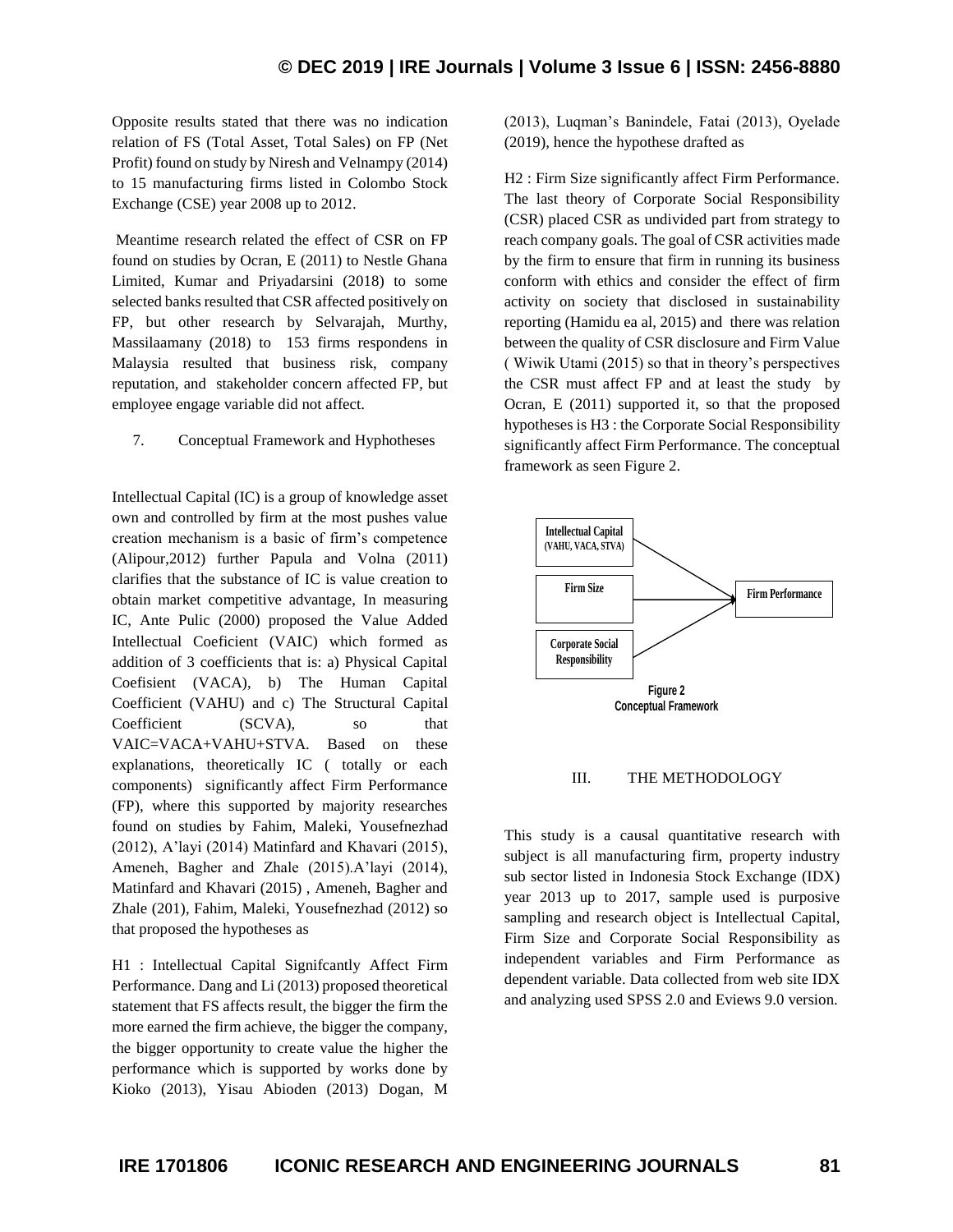Opposite results stated that there was no indication relation of FS (Total Asset, Total Sales) on FP (Net Profit) found on study by Niresh and Velnampy (2014) to 15 manufacturing firms listed in Colombo Stock Exchange (CSE) year 2008 up to 2012.

Meantime research related the effect of CSR on FP found on studies by Ocran, E (2011) to Nestle Ghana Limited, Kumar and Priyadarsini (2018) to some selected banks resulted that CSR affected positively on FP, but other research by Selvarajah, Murthy, Massilaamany (2018) to 153 firms respondens in Malaysia resulted that business risk, company reputation, and stakeholder concern affected FP, but employee engage variable did not affect.

7. Conceptual Framework and Hyphotheses

Intellectual Capital (IC) is a group of knowledge asset own and controlled by firm at the most pushes value creation mechanism is a basic of firm's competence (Alipour,2012) further Papula and Volna (2011) clarifies that the substance of IC is value creation to obtain market competitive advantage, In measuring IC, Ante Pulic (2000) proposed the Value Added Intellectual Coeficient (VAIC) which formed as addition of 3 coefficients that is: a) Physical Capital Coefisient (VACA), b) The Human Capital Coefficient (VAHU) and c) The Structural Capital Coefficient (SCVA), so that VAIC=VACA+VAHU+STVA. Based on these explanations, theoretically IC ( totally or each components) significantly affect Firm Performance (FP), where this supported by majority researches found on studies by Fahim, Maleki, Yousefnezhad (2012), A'layi (2014) Matinfard and Khavari (2015), Ameneh, Bagher and Zhale (2015).A'layi (2014), Matinfard and Khavari (2015) , Ameneh, Bagher and Zhale (201), Fahim, Maleki, Yousefnezhad (2012) so that proposed the hypotheses as

H1 : Intellectual Capital Signifcantly Affect Firm Performance. Dang and Li (2013) proposed theoretical statement that FS affects result, the bigger the firm the more earned the firm achieve, the bigger the company, the bigger opportunity to create value the higher the performance which is supported by works done by Kioko (2013), Yisau Abioden (2013) Dogan, M (2013), Luqman's Banindele, Fatai (2013), Oyelade (2019), hence the hypothese drafted as

H2 : Firm Size significantly affect Firm Performance. The last theory of Corporate Social Responsibility (CSR) placed CSR as undivided part from strategy to reach company goals. The goal of CSR activities made by the firm to ensure that firm in running its business conform with ethics and consider the effect of firm activity on society that disclosed in sustainability reporting (Hamidu ea al, 2015) and there was relation between the quality of CSR disclosure and Firm Value ( Wiwik Utami (2015) so that in theory's perspectives the CSR must affect FP and at least the study by Ocran, E (2011) supported it, so that the proposed hypotheses is H3 : the Corporate Social Responsibility significantly affect Firm Performance. The conceptual framework as seen Figure 2.

Intellectual Capital (VAHU, VACA, STVA) → Firm Performance

Firm Size → Firm Performance

Corporate Social Responsibility → Firm Performance

**Figure 2**
**Conceptual Framework**

## III. THE METHODOLOGY

This study is a causal quantitative research with subject is all manufacturing firm, property industry sub sector listed in Indonesia Stock Exchange (IDX) year 2013 up to 2017, sample used is purposive sampling and research object is Intellectual Capital, Firm Size and Corporate Social Responsibility as independent variables and Firm Performance as dependent variable. Data collected from web site IDX and analyzing used SPSS 2.0 and Eviews 9.0 version.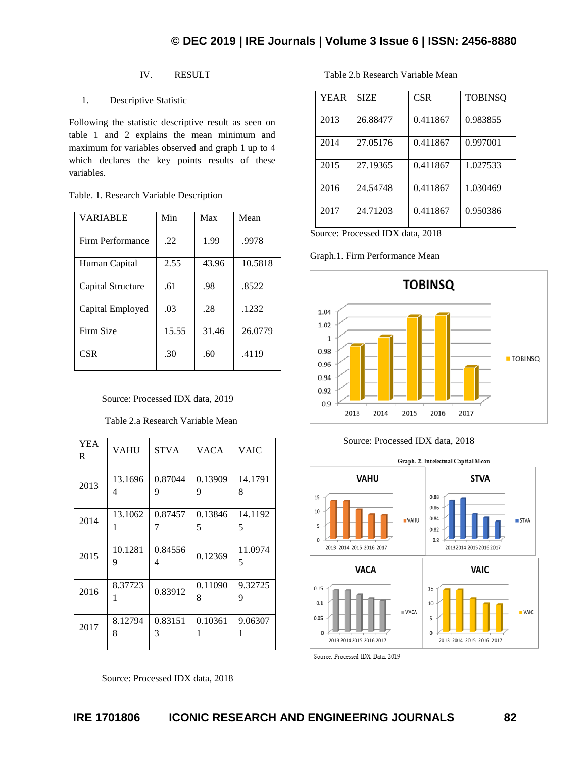## IV. RESULT

### 1. Descriptive Statistic

Following the statistic descriptive result as seen on table 1 and 2 explains the mean minimum and maximum for variables observed and graph 1 up to 4 which declares the key points results of these variables.

Table. 1. Research Variable Description

| VARIABLE | Min | Max | Mean |
|---|---|---|---|
| Firm Performance | .22 | 1.99 | .9978 |
| Human Capital | 2.55 | 43.96 | 10.5818 |
| Capital Structure | .61 | .98 | .8522 |
| Capital Employed | .03 | .28 | .1232 |
| Firm Size | 15.55 | 31.46 | 26.0779 |
| CSR | .30 | .60 | .4119 |

Source: Processed IDX data, 2019

Table 2.a Research Variable Mean

| YEAR | VAHU | STVA | VACA | VAIC |
|---|---|---|---|---|
| 2013 | 13.16964 | 0.870449 | 0.139099 | 14.17918 |
| 2014 | 13.10621 | 0.874577 | 0.138465 | 14.11925 |
| 2015 | 10.12819 | 0.845564 | 0.12369 | 11.09745 |
| 2016 | 8.377231 | 0.83912 | 0.110908 | 9.327259 |
| 2017 | 8.127948 | 0.831513 | 0.103611 | 9.063071 |

Source: Processed IDX data, 2018

Table 2.b Research Variable Mean

| YEAR | SIZE | CSR | TOBINSQ |
|---|---|---|---|
| 2013 | 26.88477 | 0.411867 | 0.983855 |
| 2014 | 27.05176 | 0.411867 | 0.997001 |
| 2015 | 27.19365 | 0.411867 | 1.027533 |
| 2016 | 24.54748 | 0.411867 | 1.030469 |
| 2017 | 24.71203 | 0.411867 | 0.950386 |

Source: Processed IDX data, 2018

Graph.1. Firm Performance Mean

Source: Processed IDX data, 2018

Graph. 2. Intelectual Capital Mean

Source: Processed IDX Data, 2019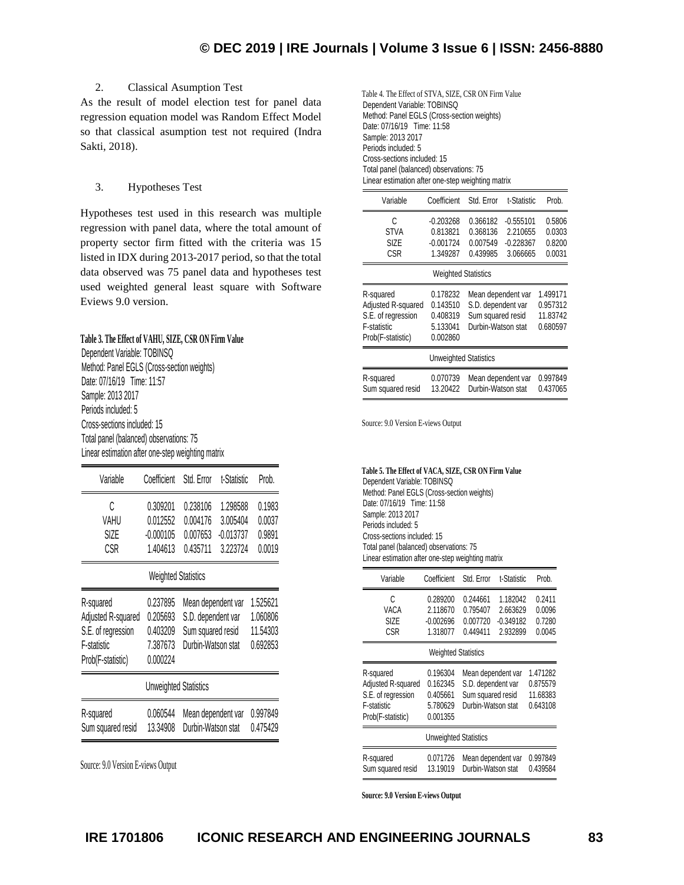2. Classical Asumption Test

As the result of model election test for panel data regression equation model was Random Effect Model so that classical asumption test not required (Indra Sakti, 2018).

3. Hypotheses Test

Hypotheses test used in this research was multiple regression with panel data, where the total amount of property sector firm fitted with the criteria was 15 listed in IDX during 2013-2017 period, so that the total data observed was 75 panel data and hypotheses test used weighted general least square with Software Eviews 9.0 version.

**Table 3. The Effect of VAHU, SIZE, CSR ON Firm Value**

Dependent Variable: TOBINSQ
Method: Panel EGLS (Cross-section weights)
Date: 07/16/19 Time: 11:57
Sample: 2013 2017
Periods included: 5
Cross-sections included: 15
Total panel (balanced) observations: 75
Linear estimation after one-step weighting matrix

| Variable | Coefficient | Std. Error | t-Statistic | Prob. |
|---|---|---|---|---|
| C | 0.309201 | 0.238106 | 1.298588 | 0.1983 |
| VAHU | 0.012552 | 0.004176 | 3.005404 | 0.0037 |
| SIZE | -0.000105 | 0.007653 | -0.013737 | 0.9891 |
| CSR | 1.404613 | 0.435711 | 3.223724 | 0.0019 |
| Weighted Statistics | | | | |
| R-squared | 0.237895 | Mean dependent var | | 1.525621 |
| Adjusted R-squared | 0.205693 | S.D. dependent var | | 1.060806 |
| S.E. of regression | 0.403209 | Sum squared resid | | 11.54303 |
| F-statistic | 7.387673 | Durbin-Watson stat | | 0.692853 |
| Prob(F-statistic) | 0.000224 | | | |
| Unweighted Statistics | | | | |
| R-squared | 0.060544 | Mean dependent var | | 0.997849 |
| Sum squared resid | 13.34908 | Durbin-Watson stat | | 0.475429 |

Source: 9.0 Version E-views Output

Table 4. The Effect of STVA, SIZE, CSR ON Firm Value

Dependent Variable: TOBINSQ
Method: Panel EGLS (Cross-section weights)
Date: 07/16/19 Time: 11:58
Sample: 2013 2017
Periods included: 5
Cross-sections included: 15
Total panel (balanced) observations: 75
Linear estimation after one-step weighting matrix

| Variable | Coefficient | Std. Error | t-Statistic | Prob. |
|---|---|---|---|---|
| C | -0.203268 | 0.366182 | -0.555101 | 0.5806 |
| STVA | 0.813821 | 0.368136 | 2.210655 | 0.0303 |
| SIZE | -0.001724 | 0.007549 | -0.228367 | 0.8200 |
| CSR | 1.349287 | 0.439985 | 3.066665 | 0.0031 |
| Weighted Statistics | | | | |
| R-squared | 0.178232 | Mean dependent var | | 1.499171 |
| Adjusted R-squared | 0.143510 | S.D. dependent var | | 0.957312 |
| S.E. of regression | 0.408319 | Sum squared resid | | 11.83742 |
| F-statistic | 5.133041 | Durbin-Watson stat | | 0.680597 |
| Prob(F-statistic) | 0.002860 | | | |
| Unweighted Statistics | | | | |
| R-squared | 0.070739 | Mean dependent var | | 0.997849 |
| Sum squared resid | 13.20422 | Durbin-Watson stat | | 0.437065 |

Source: 9.0 Version E-views Output

**Table 5. The Effect of VACA, SIZE, CSR ON Firm Value**

Dependent Variable: TOBINSQ
Method: Panel EGLS (Cross-section weights)
Date: 07/16/19 Time: 11:58
Sample: 2013 2017
Periods included: 5
Cross-sections included: 15
Total panel (balanced) observations: 75
Linear estimation after one-step weighting matrix

| Variable | Coefficient | Std. Error | t-Statistic | Prob. |
|---|---|---|---|---|
| C | 0.289200 | 0.244661 | 1.182042 | 0.2411 |
| VACA | 2.118670 | 0.795407 | 2.663629 | 0.0096 |
| SIZE | -0.002696 | 0.007720 | -0.349182 | 0.7280 |
| CSR | 1.318077 | 0.449411 | 2.932899 | 0.0045 |
| Weighted Statistics | | | | |
| R-squared | 0.196304 | Mean dependent var | | 1.471282 |
| Adjusted R-squared | 0.162345 | S.D. dependent var | | 0.875579 |
| S.E. of regression | 0.405661 | Sum squared resid | | 11.68383 |
| F-statistic | 5.780629 | Durbin-Watson stat | | 0.643108 |
| Prob(F-statistic) | 0.001355 | | | |
| Unweighted Statistics | | | | |
| R-squared | 0.071726 | Mean dependent var | | 0.997849 |
| Sum squared resid | 13.19019 | Durbin-Watson stat | | 0.439584 |

**Source: 9.0 Version E-views Output**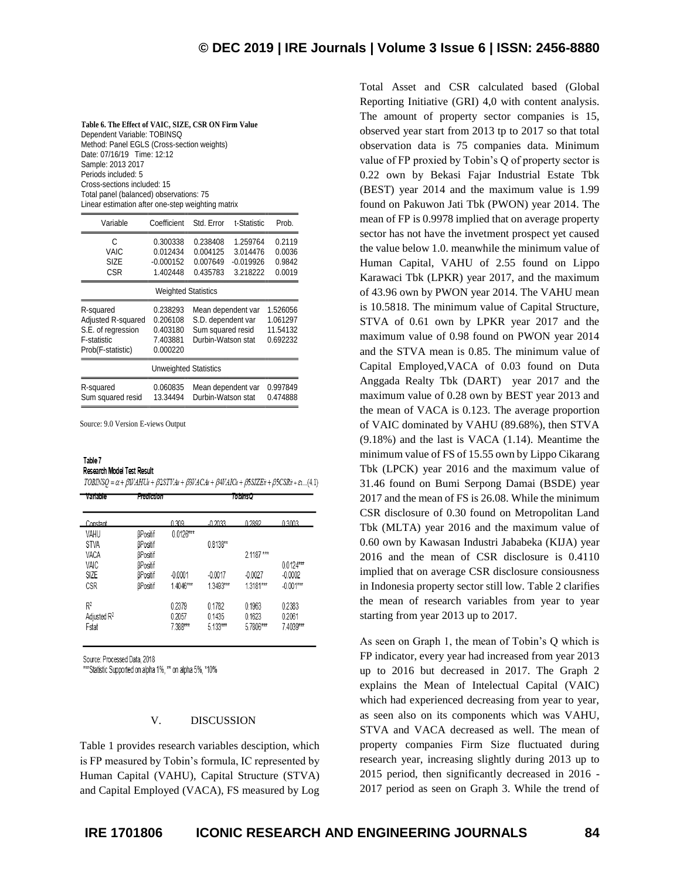**Table 6. The Effect of VAIC, SIZE, CSR ON Firm Value**

Dependent Variable: TOBINSQ
Method: Panel EGLS (Cross-section weights)
Date: 07/16/19 Time: 12:12
Sample: 2013 2017
Periods included: 5
Cross-sections included: 15
Total panel (balanced) observations: 75
Linear estimation after one-step weighting matrix

| Variable | Coefficient | Std. Error | t-Statistic | Prob. |
|---|---|---|---|---|
| C | 0.300338 | 0.238408 | 1.259764 | 0.2119 |
| VAIC | 0.012434 | 0.004125 | 3.014476 | 0.0036 |
| SIZE | -0.000152 | 0.007649 | -0.019926 | 0.9842 |
| CSR | 1.402448 | 0.435783 | 3.218222 | 0.0019 |

Weighted Statistics

| | | | |
|---|---|---|---|
| R-squared | 0.238293 | Mean dependent var | 1.526056 |
| Adjusted R-squared | 0.206108 | S.D. dependent var | 1.061297 |
| S.E. of regression | 0.403180 | Sum squared resid | 11.54132 |
| F-statistic | 7.403881 | Durbin-Watson stat | 0.692232 |
| Prob(F-statistic) | 0.000220 | | |

Unweighted Statistics

| | | | |
|---|---|---|---|
| R-squared | 0.060835 | Mean dependent var | 0.997849 |
| Sum squared resid | 13.34494 | Durbin-Watson stat | 0.474888 |

Source: 9.0 Version E-views Output

**Table 7**
**Research Model Test Result**

$$TOBINSQ = \alpha + \beta 1VAHU_{it} + \beta 2STVA_{it} + \beta 3VACA_{it} + \beta 4VAIC_{it} + \beta 5SIZE_{it} + \beta 5CSR_{it} + \varepsilon_1 \ldots (4.1)$$

| Variable | Prediction | TobinsQ | | | |
|---|---|---|---|---|---|
| Constant | | 0.309 | -0.2033 | 0.2892 | 0.3003 |
| VAHU | βPositif | 0.0126*** | | | |
| STVA | βPositif | | 0.8138** | | |
| VACA | βPositif | | | 2.1187 *** | |
| VAIC | βPositif | | | | 0.0124*** |
| SIZE | βPositif | -0.0001 | -0.0017 | -0.0027 | -0.0002 |
| CSR | βPositif | 1.4046*** | 1.3493*** | 1.3181*** | -0.001*** |
| $R^2$ | | 0.2379 | 0.1782 | 0.1963 | 0.2383 |
| Adjusted $R^2$ | | 0.2057 | 0.1435 | 0.1623 | 0.2061 |
| Fstat | | 7.388*** | 5.133*** | 5.7806*** | 7.4039*** |

Source: Processed Data, 2018
***Statistic Supported on alpha 1%, ** on alpha 5%, *10%

## V. DISCUSSION

Table 1 provides research variables desciption, which is FP measured by Tobin's formula, IC represented by Human Capital (VAHU), Capital Structure (STVA) and Capital Employed (VACA), FS measured by Log Total Asset and CSR calculated based (Global Reporting Initiative (GRI) 4,0 with content analysis. The amount of property sector companies is 15, observed year start from 2013 tp to 2017 so that total observation data is 75 companies data. Minimum value of FP proxied by Tobin's Q of property sector is 0.22 own by Bekasi Fajar Industrial Estate Tbk (BEST) year 2014 and the maximum value is 1.99 found on Pakuwon Jati Tbk (PWON) year 2014. The mean of FP is 0.9978 implied that on average property sector has not have the invetment prospect yet caused the value below 1.0. meanwhile the minimum value of Human Capital, VAHU of 2.55 found on Lippo Karawaci Tbk (LPKR) year 2017, and the maximum of 43.96 own by PWON year 2014. The VAHU mean is 10.5818. The minimum value of Capital Structure, STVA of 0.61 own by LPKR year 2017 and the maximum value of 0.98 found on PWON year 2014 and the STVA mean is 0.85. The minimum value of Capital Employed,VACA of 0.03 found on Duta Anggada Realty Tbk (DART) year 2017 and the maximum value of 0.28 own by BEST year 2013 and the mean of VACA is 0.123. The average proportion of VAIC dominated by VAHU (89.68%), then STVA (9.18%) and the last is VACA (1.14). Meantime the minimum value of FS of 15.55 own by Lippo Cikarang Tbk (LPCK) year 2016 and the maximum value of 31.46 found on Bumi Serpong Damai (BSDE) year 2017 and the mean of FS is 26.08. While the minimum CSR disclosure of 0.30 found on Metropolitan Land Tbk (MLTA) year 2016 and the maximum value of 0.60 own by Kawasan Industri Jababeka (KIJA) year 2016 and the mean of CSR disclosure is 0.4110 implied that on average CSR disclosure consiousness in Indonesia property sector still low. Table 2 clarifies the mean of research variables from year to year starting from year 2013 up to 2017.

As seen on Graph 1, the mean of Tobin's Q which is FP indicator, every year had increased from year 2013 up to 2016 but decreased in 2017. The Graph 2 explains the Mean of Intelectual Capital (VAIC) which had experienced decreasing from year to year, as seen also on its components which was VAHU, STVA and VACA decreased as well. The mean of property companies Firm Size fluctuated during research year, increasing slightly during 2013 up to 2015 period, then significantly decreased in 2016 - 2017 period as seen on Graph 3. While the trend of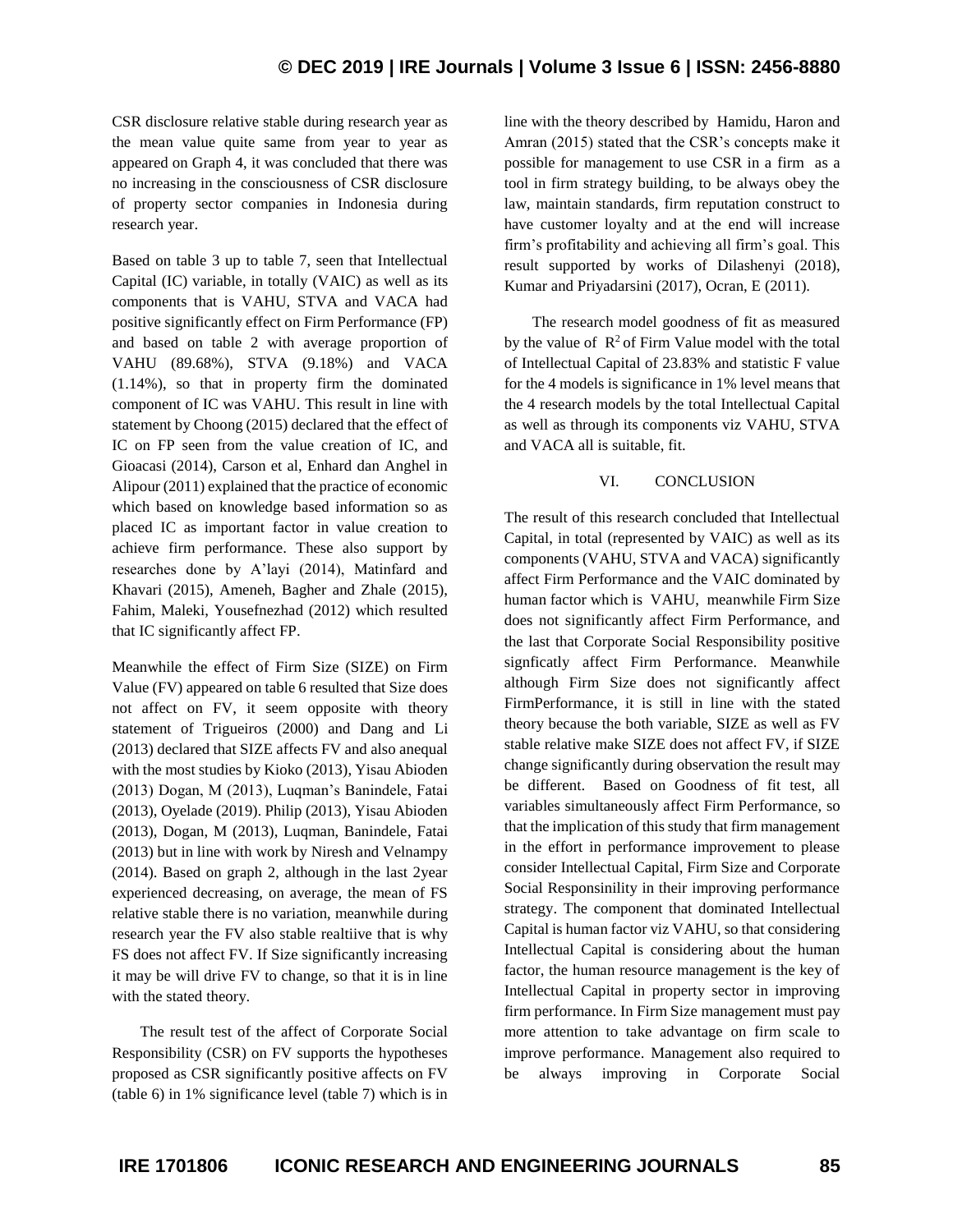CSR disclosure relative stable during research year as the mean value quite same from year to year as appeared on Graph 4, it was concluded that there was no increasing in the consciousness of CSR disclosure of property sector companies in Indonesia during research year.

Based on table 3 up to table 7, seen that Intellectual Capital (IC) variable, in totally (VAIC) as well as its components that is VAHU, STVA and VACA had positive significantly effect on Firm Performance (FP) and based on table 2 with average proportion of VAHU (89.68%), STVA (9.18%) and VACA (1.14%), so that in property firm the dominated component of IC was VAHU. This result in line with statement by Choong (2015) declared that the effect of IC on FP seen from the value creation of IC, and Gioacasi (2014), Carson et al, Enhard dan Anghel in Alipour (2011) explained that the practice of economic which based on knowledge based information so as placed IC as important factor in value creation to achieve firm performance. These also support by researches done by A'layi (2014), Matinfard and Khavari (2015), Ameneh, Bagher and Zhale (2015), Fahim, Maleki, Yousefnezhad (2012) which resulted that IC significantly affect FP.

Meanwhile the effect of Firm Size (SIZE) on Firm Value (FV) appeared on table 6 resulted that Size does not affect on FV, it seem opposite with theory statement of Trigueiros (2000) and Dang and Li (2013) declared that SIZE affects FV and also anequal with the most studies by Kioko (2013), Yisau Abioden (2013) Dogan, M (2013), Luqman's Banindele, Fatai (2013), Oyelade (2019). Philip (2013), Yisau Abioden (2013), Dogan, M (2013), Luqman, Banindele, Fatai (2013) but in line with work by Niresh and Velnampy (2014). Based on graph 2, although in the last 2year experienced decreasing, on average, the mean of FS relative stable there is no variation, meanwhile during research year the FV also stable realtiive that is why FS does not affect FV. If Size significantly increasing it may be will drive FV to change, so that it is in line with the stated theory.

The result test of the affect of Corporate Social Responsibility (CSR) on FV supports the hypotheses proposed as CSR significantly positive affects on FV (table 6) in 1% significance level (table 7) which is in line with the theory described by Hamidu, Haron and Amran (2015) stated that the CSR's concepts make it possible for management to use CSR in a firm as a tool in firm strategy building, to be always obey the law, maintain standards, firm reputation construct to have customer loyalty and at the end will increase firm's profitability and achieving all firm's goal. This result supported by works of Dilashenyi (2018), Kumar and Priyadarsini (2017), Ocran, E (2011).

The research model goodness of fit as measured by the value of $R^2$ of Firm Value model with the total of Intellectual Capital of 23.83% and statistic F value for the 4 models is significance in 1% level means that the 4 research models by the total Intellectual Capital as well as through its components viz VAHU, STVA and VACA all is suitable, fit.

## VI. CONCLUSION

The result of this research concluded that Intellectual Capital, in total (represented by VAIC) as well as its components (VAHU, STVA and VACA) significantly affect Firm Performance and the VAIC dominated by human factor which is VAHU, meanwhile Firm Size does not significantly affect Firm Performance, and the last that Corporate Social Responsibility positive signficatly affect Firm Performance. Meanwhile although Firm Size does not significantly affect FirmPerformance, it is still in line with the stated theory because the both variable, SIZE as well as FV stable relative make SIZE does not affect FV, if SIZE change significantly during observation the result may be different. Based on Goodness of fit test, all variables simultaneously affect Firm Performance, so that the implication of this study that firm management in the effort in performance improvement to please consider Intellectual Capital, Firm Size and Corporate Social Responsinility in their improving performance strategy. The component that dominated Intellectual Capital is human factor viz VAHU, so that considering Intellectual Capital is considering about the human factor, the human resource management is the key of Intellectual Capital in property sector in improving firm performance. In Firm Size management must pay more attention to take advantage on firm scale to improve performance. Management also required to be always improving in Corporate Social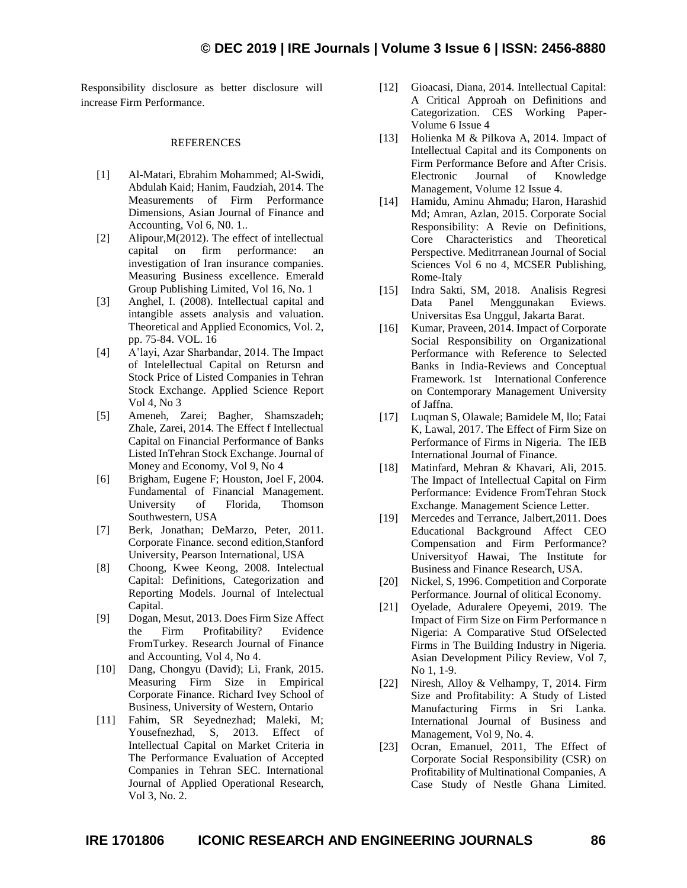Responsibility disclosure as better disclosure will increase Firm Performance.

## REFERENCES

[1] Al-Matari, Ebrahim Mohammed; Al-Swidi, Abdulah Kaid; Hanim, Faudziah, 2014. The Measurements of Firm Performance Dimensions, Asian Journal of Finance and Accounting, Vol 6, N0. 1..

[2] Alipour,M(2012). The effect of intellectual capital on firm performance: an investigation of Iran insurance companies. Measuring Business excellence. Emerald Group Publishing Limited, Vol 16, No. 1

[3] Anghel, I. (2008). Intellectual capital and intangible assets analysis and valuation. Theoretical and Applied Economics, Vol. 2, pp. 75-84. VOL. 16

[4] A'layi, Azar Sharbandar, 2014. The Impact of Intelellectual Capital on Retursn and Stock Price of Listed Companies in Tehran Stock Exchange. Applied Science Report Vol 4, No 3

[5] Ameneh, Zarei; Bagher, Shamszadeh; Zhale, Zarei, 2014. The Effect f Intellectual Capital on Financial Performance of Banks Listed InTehran Stock Exchange. Journal of Money and Economy, Vol 9, No 4

[6] Brigham, Eugene F; Houston, Joel F, 2004. Fundamental of Financial Management. University of Florida, Thomson Southwestern, USA

[7] Berk, Jonathan; DeMarzo, Peter, 2011. Corporate Finance. second edition,Stanford University, Pearson International, USA

[8] Choong, Kwee Keong, 2008. Intelectual Capital: Definitions, Categorization and Reporting Models. Journal of Intelectual Capital.

[9] Dogan, Mesut, 2013. Does Firm Size Affect the Firm Profitability? Evidence FromTurkey. Research Journal of Finance and Accounting, Vol 4, No 4.

[10] Dang, Chongyu (David); Li, Frank, 2015. Measuring Firm Size in Empirical Corporate Finance. Richard Ivey School of Business, University of Western, Ontario

[11] Fahim, SR Seyednezhad; Maleki, M; Yousefnezhad, S, 2013. Effect of Intellectual Capital on Market Criteria in The Performance Evaluation of Accepted Companies in Tehran SEC. International Journal of Applied Operational Research, Vol 3, No. 2.

[12] Gioacasi, Diana, 2014. Intellectual Capital: A Critical Approah on Definitions and Categorization. CES Working Paper- Volume 6 Issue 4

[13] Holienka M & Pilkova A, 2014. Impact of Intellectual Capital and its Components on Firm Performance Before and After Crisis. Electronic Journal of Knowledge Management, Volume 12 Issue 4.

[14] Hamidu, Aminu Ahmadu; Haron, Harashid Md; Amran, Azlan, 2015. Corporate Social Responsibility: A Revie on Definitions, Core Characteristics and Theoretical Perspective. Meditrranean Journal of Social Sciences Vol 6 no 4, MCSER Publishing, Rome-Italy

[15] Indra Sakti, SM, 2018. Analisis Regresi Data Panel Menggunakan Eviews. Universitas Esa Unggul, Jakarta Barat.

[16] Kumar, Praveen, 2014. Impact of Corporate Social Responsibility on Organizational Performance with Reference to Selected Banks in India-Reviews and Conceptual Framework. 1st International Conference on Contemporary Management University of Jaffna.

[17] Luqman S, Olawale; Bamidele M, llo; Fatai K, Lawal, 2017. The Effect of Firm Size on Performance of Firms in Nigeria. The IEB International Journal of Finance.

[18] Matinfard, Mehran & Khavari, Ali, 2015. The Impact of Intellectual Capital on Firm Performance: Evidence FromTehran Stock Exchange. Management Science Letter.

[19] Mercedes and Terrance, Jalbert,2011. Does Educational Background Affect CEO Compensation and Firm Performance? Universityof Hawai, The Institute for Business and Finance Research, USA.

[20] Nickel, S, 1996. Competition and Corporate Performance. Journal of olitical Economy.

[21] Oyelade, Aduralere Opeyemi, 2019. The Impact of Firm Size on Firm Performance n Nigeria: A Comparative Stud OfSelected Firms in The Building Industry in Nigeria. Asian Development Pilicy Review, Vol 7, No 1, 1-9.

[22] Niresh, Alloy & Velhampy, T, 2014. Firm Size and Profitability: A Study of Listed Manufacturing Firms in Sri Lanka. International Journal of Business and Management, Vol 9, No. 4.

[23] Ocran, Emanuel, 2011, The Effect of Corporate Social Responsibility (CSR) on Profitability of Multinational Companies, A Case Study of Nestle Ghana Limited.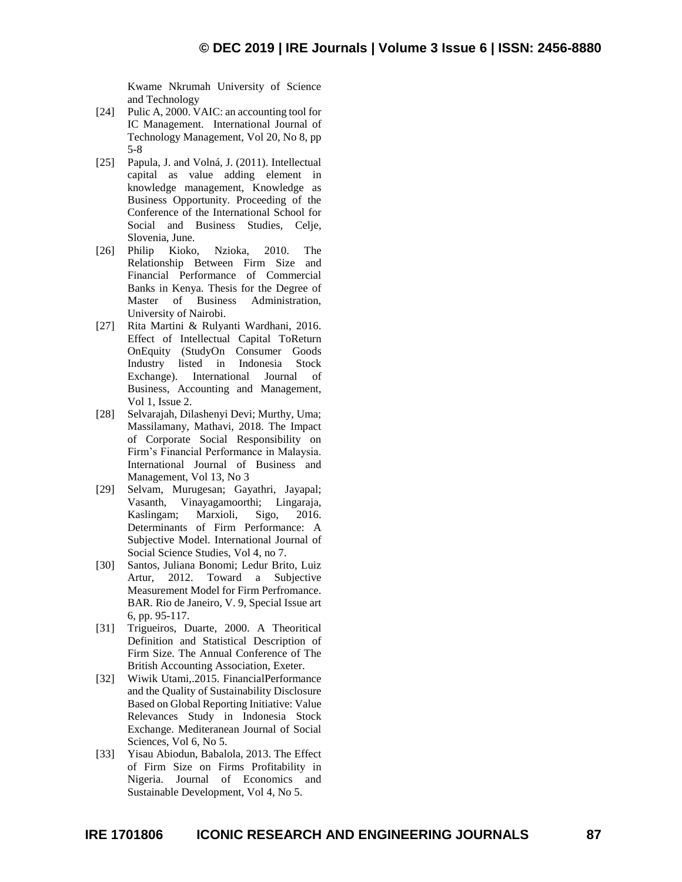Kwame Nkrumah University of Science and Technology

[24] Pulic A, 2000. VAIC: an accounting tool for IC Management. International Journal of Technology Management, Vol 20, No 8, pp 5-8

[25] Papula, J. and Volná, J. (2011). Intellectual capital as value adding element in knowledge management, Knowledge as Business Opportunity. Proceeding of the Conference of the International School for Social and Business Studies, Celje, Slovenia, June.

[26] Philip Kioko, Nzioka, 2010. The Relationship Between Firm Size and Financial Performance of Commercial Banks in Kenya. Thesis for the Degree of Master of Business Administration, University of Nairobi.

[27] Rita Martini & Rulyanti Wardhani, 2016. Effect of Intellectual Capital ToReturn OnEquity (StudyOn Consumer Goods Industry listed in Indonesia Stock Exchange). International Journal of Business, Accounting and Management, Vol 1, Issue 2.

[28] Selvarajah, Dilashenyi Devi; Murthy, Uma; Massilamany, Mathavi, 2018. The Impact of Corporate Social Responsibility on Firm's Financial Performance in Malaysia. International Journal of Business and Management, Vol 13, No 3

[29] Selvam, Murugesan; Gayathri, Jayapal; Vasanth, Vinayagamoorthi; Lingaraja, Kaslingam; Marxioli, Sigo, 2016. Determinants of Firm Performance: A Subjective Model. International Journal of Social Science Studies, Vol 4, no 7.

[30] Santos, Juliana Bonomi; Ledur Brito, Luiz Artur, 2012. Toward a Subjective Measurement Model for Firm Perfromance. BAR. Rio de Janeiro, V. 9, Special Issue art 6, pp. 95-117.

[31] Trigueiros, Duarte, 2000. A Theoritical Definition and Statistical Description of Firm Size. The Annual Conference of The British Accounting Association, Exeter.

[32] Wiwik Utami,.2015. FinancialPerformance and the Quality of Sustainability Disclosure Based on Global Reporting Initiative: Value Relevances Study in Indonesia Stock Exchange. Mediteranean Journal of Social Sciences, Vol 6, No 5.

[33] Yisau Abiodun, Babalola, 2013. The Effect of Firm Size on Firms Profitability in Nigeria. Journal of Economics and Sustainable Development, Vol 4, No 5.